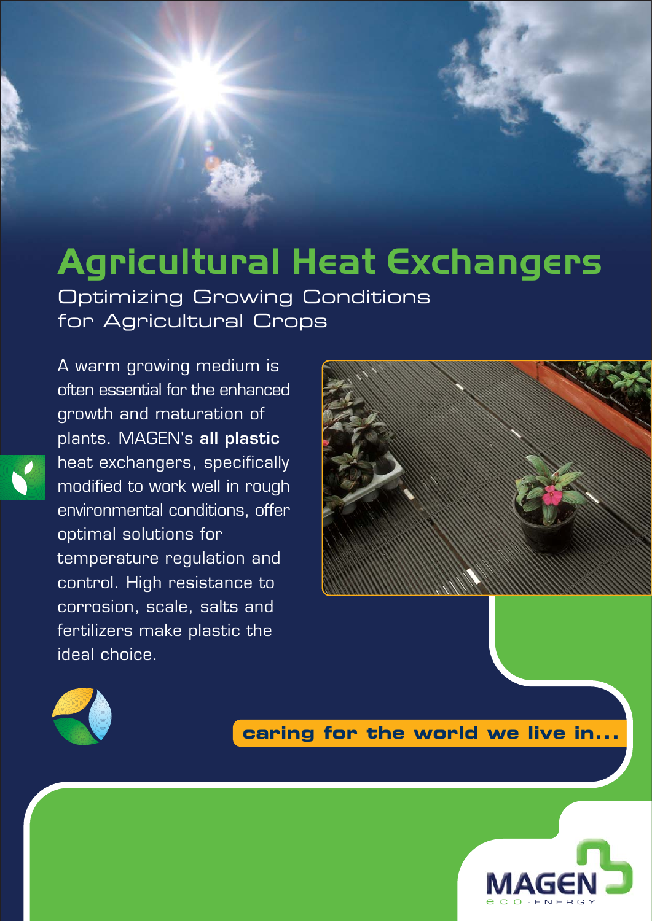# Agricultural Heat Exchangers

## Optimizing Growing Conditions for Agricultural Crops

A warm growing medium is often essential for the enhanced growth and maturation of plants. MAGEN's **all plastic** heat exchangers, specifically modified to work well in rough environmental conditions, offer optimal solutions for temperature regulation and control. High resistance to corrosion, scale, salts and fertilizers make plastic the ideal choice.

**caring for the world we live in...**

MAGEN eco-ENERGY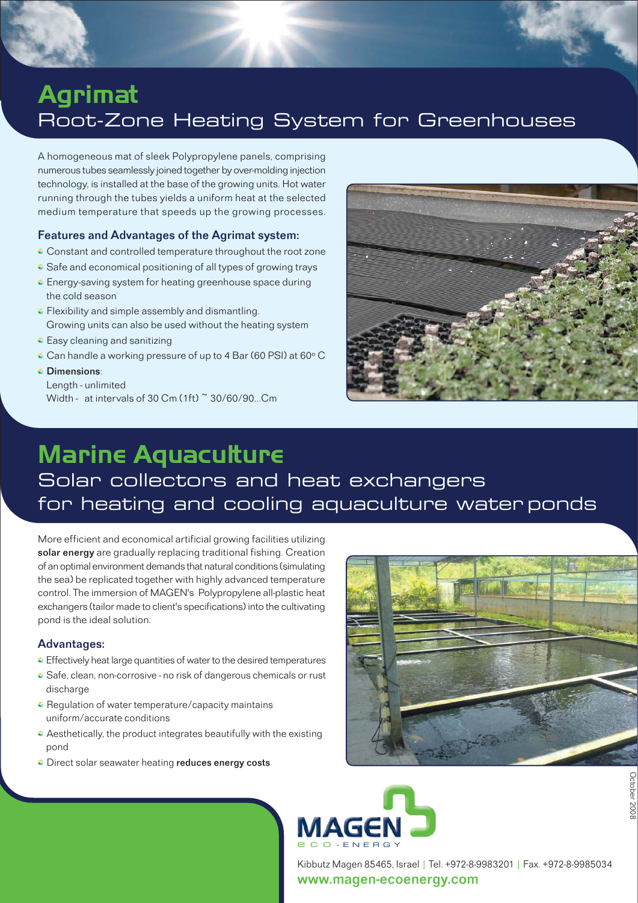# Agrimat

## Root-Zone Heating System for Greenhouses

A homogeneous mat of sleek Polypropylene panels, comprising numerous tubes seamlessly joined together by over-molding injection technology, is installed at the base of the growing units. Hot water running through the tubes yields a uniform heat at the selected medium temperature that speeds up the growing processes.

### Features and Advantages of the Agrimat system:

- Constant and controlled temperature throughout the root zone
- Safe and economical positioning of all types of growing trays
- Energy-saving system for heating greenhouse space during the cold season
- Flexibility and simple assembly and dismantling. Growing units can also be used without the heating system
- Easy cleaning and sanitizing
- Can handle a working pressure of up to 4 Bar (60 PSI) at 60º C
- **Dimensions**:
  Length - unlimited
  Width - at intervals of 30 Cm (1ft) ~ 30/60/90...Cm

# Marine Aquaculture

## Solar collectors and heat exchangers for heating and cooling aquaculture water ponds

More efficient and economical artificial growing facilities utilizing **solar energy** are gradually replacing traditional fishing. Creation of an optimal environment demands that natural conditions (simulating the sea) be replicated together with highly advanced temperature control. The immersion of MAGEN's Polypropylene all-plastic heat exchangers (tailor made to client's specifications) into the cultivating pond is the ideal solution.

### Advantages:

- Effectively heat large quantities of water to the desired temperatures
- Safe, clean, non-corrosive - no risk of dangerous chemicals or rust discharge
- Regulation of water temperature/capacity maintains uniform/accurate conditions
- Aesthetically, the product integrates beautifully with the existing pond
- Direct solar seawater heating **reduces energy costs**

MAGEN eco-energy

Kibbutz Magen 85465, Israel | Tel. +972-8-9983201 | Fax. +972-8-9985034

**www.magen-ecoenergy.com**

October 2008